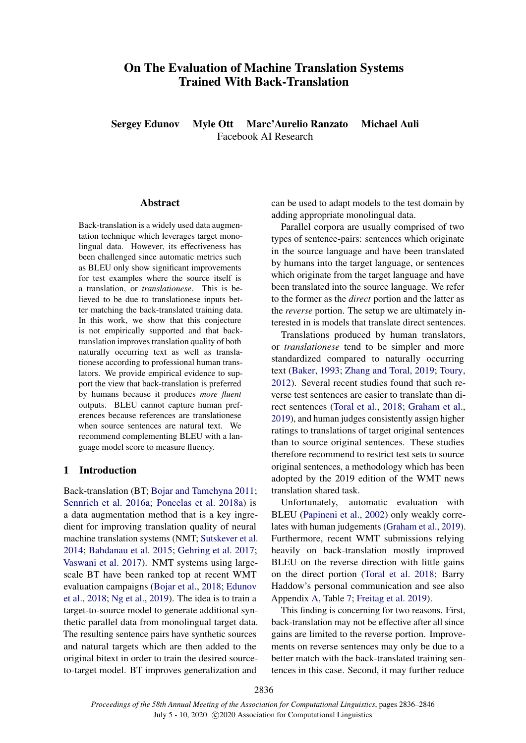# On The Evaluation of Machine Translation Systems Trained With Back-Translation

**Sergey Edunov　Myle Ott　Marc'Aurelio Ranzato　Michael Auli**

Facebook AI Research

## Abstract

Back-translation is a widely used data augmentation technique which leverages target monolingual data. However, its effectiveness has been challenged since automatic metrics such as BLEU only show significant improvements for test examples where the source itself is a translation, or *translationese*. This is believed to be due to translationese inputs better matching the back-translated training data. In this work, we show that this conjecture is not empirically supported and that back-translation improves translation quality of both naturally occurring text as well as translationese according to professional human translators. We provide empirical evidence to support the view that back-translation is preferred by humans because it produces *more fluent* outputs. BLEU cannot capture human preferences because references are translationese when source sentences are natural text. We recommend complementing BLEU with a language model score to measure fluency.

## 1 Introduction

Back-translation (BT; Bojar and Tamchyna 2011; Sennrich et al. 2016a; Poncelas et al. 2018a) is a data augmentation method that is a key ingredient for improving translation quality of neural machine translation systems (NMT; Sutskever et al. 2014; Bahdanau et al. 2015; Gehring et al. 2017; Vaswani et al. 2017). NMT systems using large-scale BT have been ranked top at recent WMT evaluation campaigns (Bojar et al., 2018; Edunov et al., 2018; Ng et al., 2019). The idea is to train a target-to-source model to generate additional synthetic parallel data from monolingual target data. The resulting sentence pairs have synthetic sources and natural targets which are then added to the original bitext in order to train the desired source-to-target model. BT improves generalization and can be used to adapt models to the test domain by adding appropriate monolingual data.

Parallel corpora are usually comprised of two types of sentence-pairs: sentences which originate in the source language and have been translated by humans into the target language, or sentences which originate from the target language and have been translated into the source language. We refer to the former as the *direct* portion and the latter as the *reverse* portion. The setup we are ultimately interested in is models that translate direct sentences.

Translations produced by human translators, or *translationese* tend to be simpler and more standardized compared to naturally occurring text (Baker, 1993; Zhang and Toral, 2019; Toury, 2012). Several recent studies found that such reverse test sentences are easier to translate than direct sentences (Toral et al., 2018; Graham et al., 2019), and human judges consistently assign higher ratings to translations of target original sentences than to source original sentences. These studies therefore recommend to restrict test sets to source original sentences, a methodology which has been adopted by the 2019 edition of the WMT news translation shared task.

Unfortunately, automatic evaluation with BLEU (Papineni et al., 2002) only weakly correlates with human judgements (Graham et al., 2019). Furthermore, recent WMT submissions relying heavily on back-translation mostly improved BLEU on the reverse direction with little gains on the direct portion (Toral et al. 2018; Barry Haddow's personal communication and see also Appendix A, Table 7; Freitag et al. 2019).

This finding is concerning for two reasons. First, back-translation may not be effective after all since gains are limited to the reverse portion. Improvements on reverse sentences may only be due to a better match with the back-translated training sentences in this case. Second, it may further reduce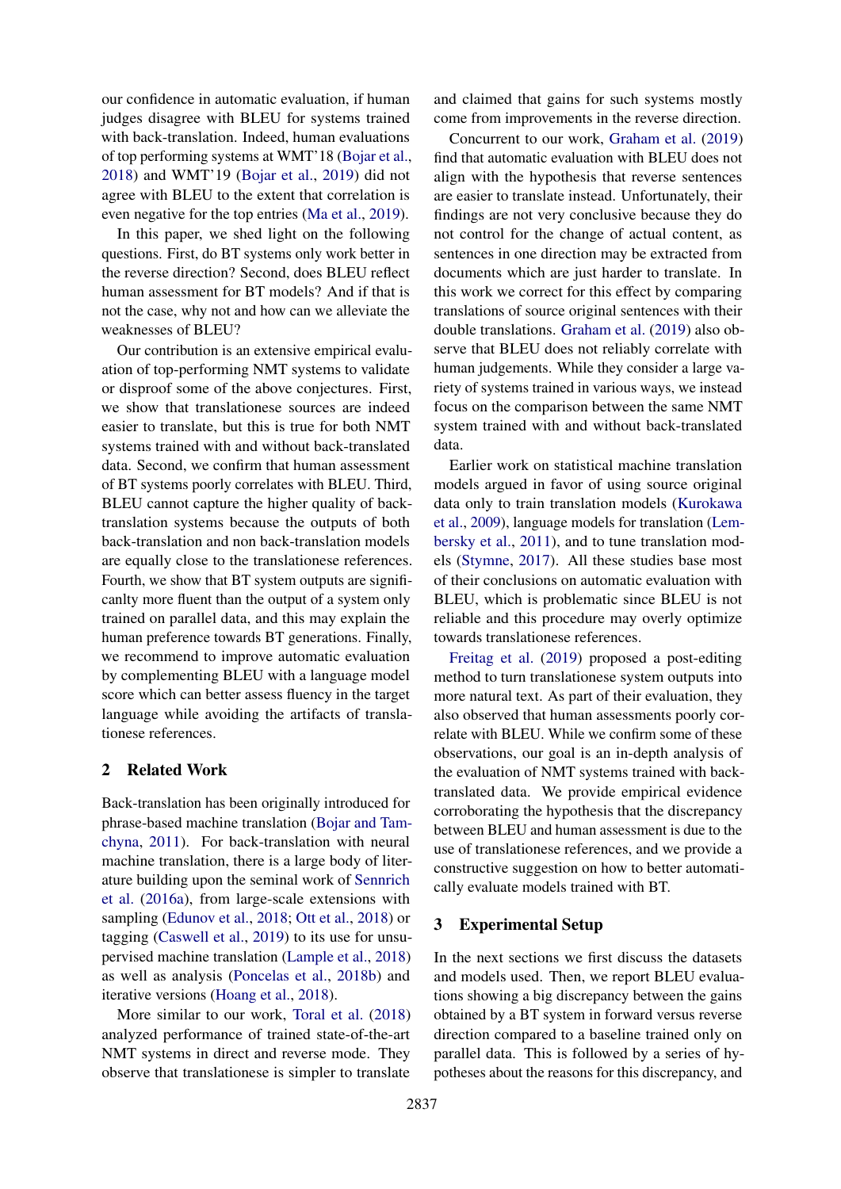our confidence in automatic evaluation, if human judges disagree with BLEU for systems trained with back-translation. Indeed, human evaluations of top performing systems at WMT'18 (Bojar et al., 2018) and WMT'19 (Bojar et al., 2019) did not agree with BLEU to the extent that correlation is even negative for the top entries (Ma et al., 2019).

In this paper, we shed light on the following questions. First, do BT systems only work better in the reverse direction? Second, does BLEU reflect human assessment for BT models? And if that is not the case, why not and how can we alleviate the weaknesses of BLEU?

Our contribution is an extensive empirical evaluation of top-performing NMT systems to validate or disproof some of the above conjectures. First, we show that translationese sources are indeed easier to translate, but this is true for both NMT systems trained with and without back-translated data. Second, we confirm that human assessment of BT systems poorly correlates with BLEU. Third, BLEU cannot capture the higher quality of back-translation systems because the outputs of both back-translation and non back-translation models are equally close to the translationese references. Fourth, we show that BT system outputs are signifi-canlty more fluent than the output of a system only trained on parallel data, and this may explain the human preference towards BT generations. Finally, we recommend to improve automatic evaluation by complementing BLEU with a language model score which can better assess fluency in the target language while avoiding the artifacts of translationese references.

## 2 Related Work

Back-translation has been originally introduced for phrase-based machine translation (Bojar and Tamchyna, 2011). For back-translation with neural machine translation, there is a large body of literature building upon the seminal work of Sennrich et al. (2016a), from large-scale extensions with sampling (Edunov et al., 2018; Ott et al., 2018) or tagging (Caswell et al., 2019) to its use for unsupervised machine translation (Lample et al., 2018) as well as analysis (Poncelas et al., 2018b) and iterative versions (Hoang et al., 2018).

More similar to our work, Toral et al. (2018) analyzed performance of trained state-of-the-art NMT systems in direct and reverse mode. They observe that translationese is simpler to translate and claimed that gains for such systems mostly come from improvements in the reverse direction.

Concurrent to our work, Graham et al. (2019) find that automatic evaluation with BLEU does not align with the hypothesis that reverse sentences are easier to translate instead. Unfortunately, their findings are not very conclusive because they do not control for the change of actual content, as sentences in one direction may be extracted from documents which are just harder to translate. In this work we correct for this effect by comparing translations of source original sentences with their double translations. Graham et al. (2019) also observe that BLEU does not reliably correlate with human judgements. While they consider a large variety of systems trained in various ways, we instead focus on the comparison between the same NMT system trained with and without back-translated data.

Earlier work on statistical machine translation models argued in favor of using source original data only to train translation models (Kurokawa et al., 2009), language models for translation (Lembersky et al., 2011), and to tune translation models (Stymne, 2017). All these studies base most of their conclusions on automatic evaluation with BLEU, which is problematic since BLEU is not reliable and this procedure may overly optimize towards translationese references.

Freitag et al. (2019) proposed a post-editing method to turn translationese system outputs into more natural text. As part of their evaluation, they also observed that human assessments poorly correlate with BLEU. While we confirm some of these observations, our goal is an in-depth analysis of the evaluation of NMT systems trained with back-translated data. We provide empirical evidence corroborating the hypothesis that the discrepancy between BLEU and human assessment is due to the use of translationese references, and we provide a constructive suggestion on how to better automatically evaluate models trained with BT.

## 3 Experimental Setup

In the next sections we first discuss the datasets and models used. Then, we report BLEU evaluations showing a big discrepancy between the gains obtained by a BT system in forward versus reverse direction compared to a baseline trained only on parallel data. This is followed by a series of hypotheses about the reasons for this discrepancy, and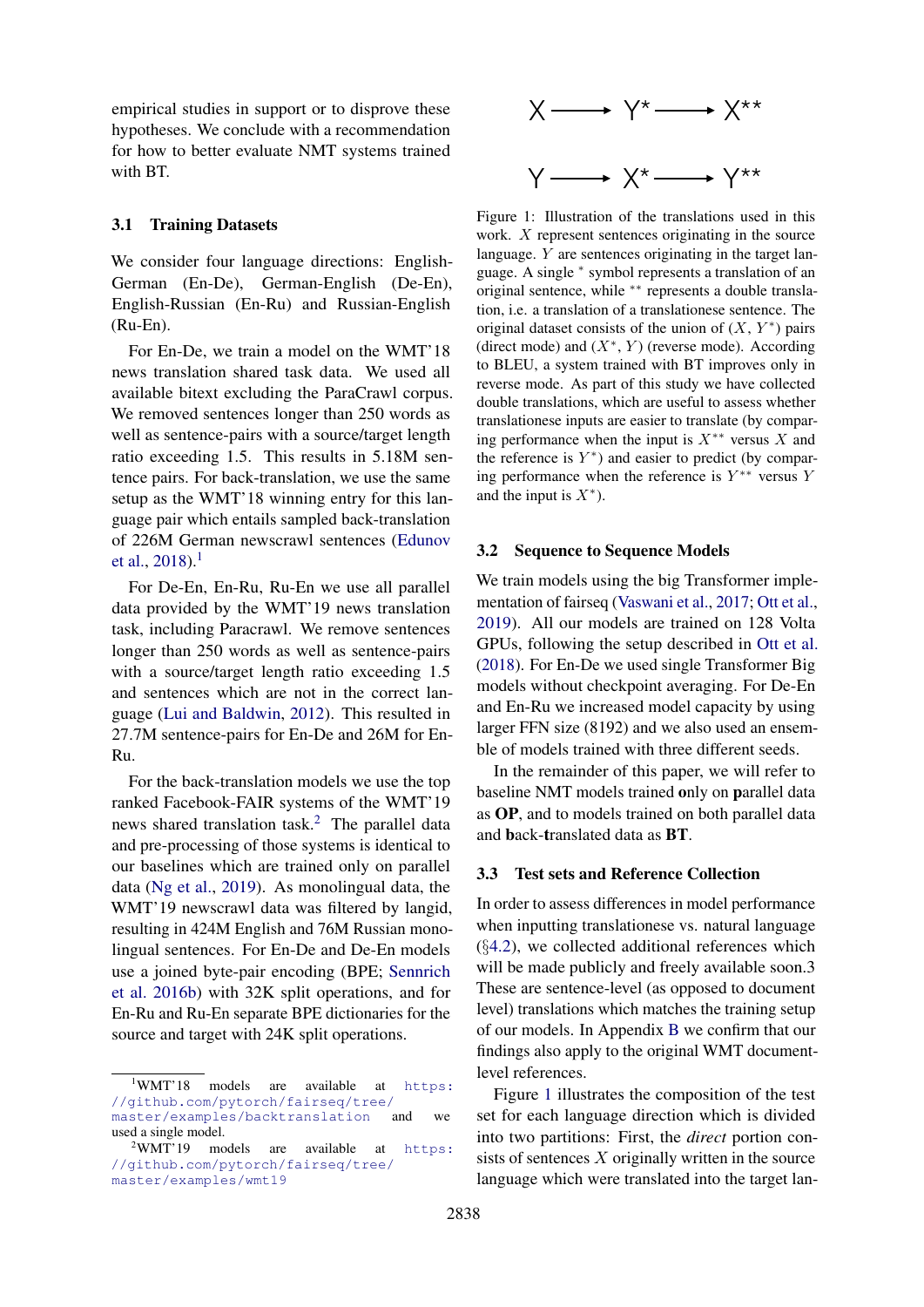empirical studies in support or to disprove these hypotheses. We conclude with a recommendation for how to better evaluate NMT systems trained with BT.

### 3.1 Training Datasets

We consider four language directions: English-German (En-De), German-English (De-En), English-Russian (En-Ru) and Russian-English (Ru-En).

For En-De, we train a model on the WMT'18 news translation shared task data. We used all available bitext excluding the ParaCrawl corpus. We removed sentences longer than 250 words as well as sentence-pairs with a source/target length ratio exceeding 1.5. This results in 5.18M sentence pairs. For back-translation, we use the same setup as the WMT'18 winning entry for this language pair which entails sampled back-translation of 226M German newscrawl sentences (Edunov et al., 2018).[1]

For De-En, En-Ru, Ru-En we use all parallel data provided by the WMT'19 news translation task, including Paracrawl. We remove sentences longer than 250 words as well as sentence-pairs with a source/target length ratio exceeding 1.5 and sentences which are not in the correct language (Lui and Baldwin, 2012). This resulted in 27.7M sentence-pairs for En-De and 26M for En-Ru.

For the back-translation models we use the top ranked Facebook-FAIR systems of the WMT'19 news shared translation task.[2] The parallel data and pre-processing of those systems is identical to our baselines which are trained only on parallel data (Ng et al., 2019). As monolingual data, the WMT'19 newscrawl data was filtered by langid, resulting in 424M English and 76M Russian monolingual sentences. For En-De and De-En models use a joined byte-pair encoding (BPE; Sennrich et al. 2016b) with 32K split operations, and for En-Ru and Ru-En separate BPE dictionaries for the source and target with 24K split operations.

[1] WMT'18 models are available at https://github.com/pytorch/fairseq/tree/master/examples/backtranslation and we used a single model.

[2] WMT'19 models are available at https://github.com/pytorch/fairseq/tree/master/examples/wmt19

$$X \longrightarrow Y^{*} \longrightarrow X^{**}$$

$$Y \longrightarrow X^{*} \longrightarrow Y^{**}$$

Figure 1: Illustration of the translations used in this work. $X$ represent sentences originating in the source language. $Y$ are sentences originating in the target language. A single $^*$ symbol represents a translation of an original sentence, while $^{**}$ represents a double translation, i.e. a translation of a translationese sentence. The original dataset consists of the union of ($X$, $Y^*$) pairs (direct mode) and ($X^*$, $Y$) (reverse mode). According to BLEU, a system trained with BT improves only in reverse mode. As part of this study we have collected double translations, which are useful to assess whether translationese inputs are easier to translate (by comparing performance when the input is $X^{**}$ versus $X$ and the reference is $Y^*$) and easier to predict (by comparing performance when the reference is $Y^{**}$ versus $Y$ and the input is $X^*$).

### 3.2 Sequence to Sequence Models

We train models using the big Transformer implementation of fairseq (Vaswani et al., 2017; Ott et al., 2019). All our models are trained on 128 Volta GPUs, following the setup described in Ott et al. (2018). For En-De we used single Transformer Big models without checkpoint averaging. For De-En and En-Ru we increased model capacity by using larger FFN size (8192) and we also used an ensemble of models trained with three different seeds.

In the remainder of this paper, we will refer to baseline NMT models trained **o**nly on **p**arallel data as **OP**, and to models trained on both parallel data and **b**ack-**t**ranslated data as **BT**.

### 3.3 Test sets and Reference Collection

In order to assess differences in model performance when inputting translationese vs. natural language (§4.2), we collected additional references which will be made publicly and freely available soon.3 These are sentence-level (as opposed to document level) translations which matches the training setup of our models. In Appendix B we confirm that our findings also apply to the original WMT document-level references.

Figure 1 illustrates the composition of the test set for each language direction which is divided into two partitions: First, the *direct* portion consists of sentences $X$ originally written in the source language which were translated into the target lan-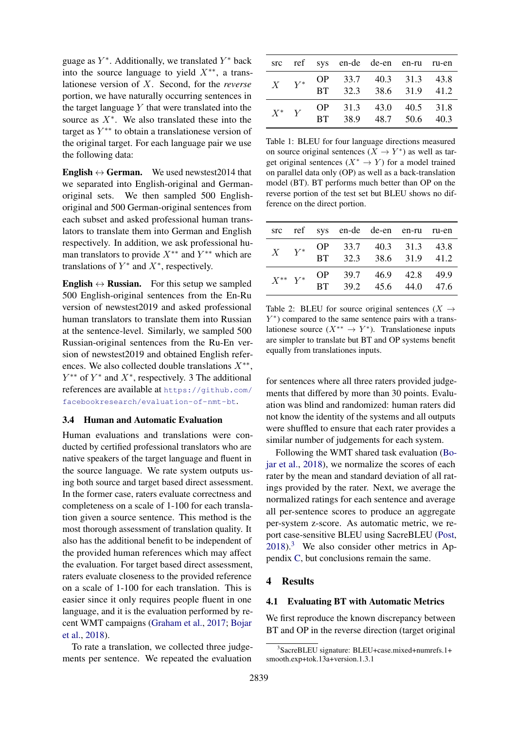guage as $Y^*$. Additionally, we translated $Y^*$ back into the source language to yield $X^{**}$, a translationese version of $X$. Second, for the *reverse* portion, we have naturally occurring sentences in the target language $Y$ that were translated into the source as $X^*$. We also translated these into the target as $Y^{**}$ to obtain a translationese version of the original target. For each language pair we use the following data:

**English ↔ German.** We used newstest2014 that we separated into English-original and German-original sets. We then sampled 500 English-original and 500 German-original sentences from each subset and asked professional human translators to translate them into German and English respectively. In addition, we ask professional human translators to provide $X^{**}$ and $Y^{**}$ which are translations of $Y^*$ and $X^*$, respectively.

**English ↔ Russian.** For this setup we sampled 500 English-original sentences from the En-Ru version of newstest2019 and asked professional human translators to translate them into Russian at the sentence-level. Similarly, we sampled 500 Russian-original sentences from the Ru-En version of newstest2019 and obtained English references. We also collected double translations $X^{**}$, $Y^{**}$ of $Y^*$ and $X^*$, respectively. 3 The additional references are available at https://github.com/facebookresearch/evaluation-of-nmt-bt.

### 3.4 Human and Automatic Evaluation

Human evaluations and translations were conducted by certified professional translators who are native speakers of the target language and fluent in the source language. We rate system outputs using both source and target based direct assessment. In the former case, raters evaluate correctness and completeness on a scale of 1-100 for each translation given a source sentence. This method is the most thorough assessment of translation quality. It also has the additional benefit to be independent of the provided human references which may affect the evaluation. For target based direct assessment, raters evaluate closeness to the provided reference on a scale of 1-100 for each translation. This is easier since it only requires people fluent in one language, and it is the evaluation performed by recent WMT campaigns (Graham et al., 2017; Bojar et al., 2018).

To rate a translation, we collected three judgements per sentence. We repeated the evaluation for sentences where all three raters provided judgements that differed by more than 30 points. Evaluation was blind and randomized: human raters did not know the identity of the systems and all outputs were shuffled to ensure that each rater provides a similar number of judgements for each system.

Following the WMT shared task evaluation (Bojar et al., 2018), we normalize the scores of each rater by the mean and standard deviation of all ratings provided by the rater. Next, we average the normalized ratings for each sentence and average all per-sentence scores to produce an aggregate per-system z-score. As automatic metric, we report case-sensitive BLEU using SacreBLEU (Post, 2018).[3] We also consider other metrics in Appendix C, but conclusions remain the same.

| src | ref | sys | en-de | de-en | en-ru | ru-en |
|---|---|---|---|---|---|---|
| $X$ | $Y^*$ | OP | 33.7 | 40.3 | 31.3 | 43.8 |
| | | BT | 32.3 | 38.6 | 31.9 | 41.2 |
| $X^*$ | $Y$ | OP | 31.3 | 43.0 | 40.5 | 31.8 |
| | | BT | 38.9 | 48.7 | 50.6 | 40.3 |

Table 1: BLEU for four language directions measured on source original sentences ($X \rightarrow Y^*$) as well as target original sentences ($X^* \rightarrow Y$) for a model trained on parallel data only (OP) as well as a back-translation model (BT). BT performs much better than OP on the reverse portion of the test set but BLEU shows no difference on the direct portion.

| src | ref | sys | en-de | de-en | en-ru | ru-en |
|---|---|---|---|---|---|---|
| $X$ | $Y^*$ | OP | 33.7 | 40.3 | 31.3 | 43.8 |
| | | BT | 32.3 | 38.6 | 31.9 | 41.2 |
| $X^{**}$ | $Y^*$ | OP | 39.7 | 46.9 | 42.8 | 49.9 |
| | | BT | 39.2 | 45.6 | 44.0 | 47.6 |

Table 2: BLEU for source original sentences ($X \rightarrow Y^*$) compared to the same sentence pairs with a translationese source ($X^{**} \rightarrow Y^*$). Translationese inputs are simpler to translate but BT and OP systems benefit equally from translationes inputs.

## 4 Results

### 4.1 Evaluating BT with Automatic Metrics

We first reproduce the known discrepancy between BT and OP in the reverse direction (target original

[3] SacreBLEU signature: BLEU+case.mixed+numrefs.1+smooth.exp+tok.13a+version.1.3.1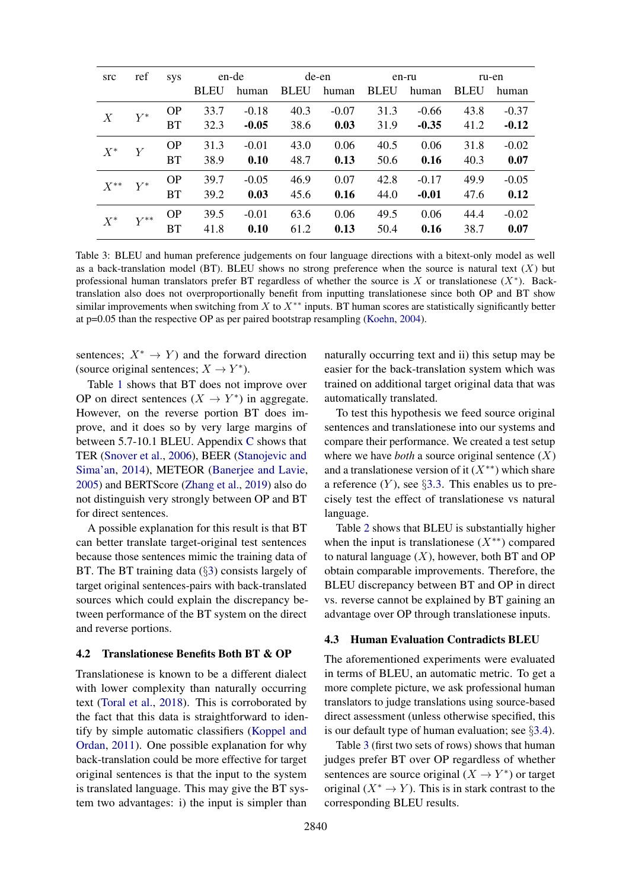| src | ref | sys | en-de | | de-en | | en-ru | | ru-en | |
|---|---|---|---|---|---|---|---|---|---|---|
| | | | BLEU | human | BLEU | human | BLEU | human | BLEU | human |
| $X$ | $Y^*$ | OP | 33.7 | -0.18 | 40.3 | -0.07 | 31.3 | -0.66 | 43.8 | -0.37 |
| | | BT | 32.3 | **-0.05** | 38.6 | **0.03** | 31.9 | **-0.35** | 41.2 | **-0.12** |
| $X^*$ | $Y$ | OP | 31.3 | -0.01 | 43.0 | 0.06 | 40.5 | 0.06 | 31.8 | -0.02 |
| | | BT | 38.9 | **0.10** | 48.7 | **0.13** | 50.6 | **0.16** | 40.3 | **0.07** |
| $X^{**}$ | $Y^*$ | OP | 39.7 | -0.05 | 46.9 | 0.07 | 42.8 | -0.17 | 49.9 | -0.05 |
| | | BT | 39.2 | **0.03** | 45.6 | **0.16** | 44.0 | **-0.01** | 47.6 | **0.12** |
| $X^*$ | $Y^{**}$ | OP | 39.5 | -0.01 | 63.6 | 0.06 | 49.5 | 0.06 | 44.4 | -0.02 |
| | | BT | 41.8 | **0.10** | 61.2 | **0.13** | 50.4 | **0.16** | 38.7 | **0.07** |

Table 3: BLEU and human preference judgements on four language directions with a bitext-only model as well as a back-translation model (BT). BLEU shows no strong preference when the source is natural text ($X$) but professional human translators prefer BT regardless of whether the source is $X$ or translationese ($X^*$). Back-translation also does not overproportionally benefit from inputting translationese since both OP and BT show similar improvements when switching from $X$ to $X^{**}$ inputs. BT human scores are statistically significantly better at p=0.05 than the respective OP as per paired bootstrap resampling (Koehn, 2004).

sentences; $X^* \rightarrow Y$) and the forward direction (source original sentences; $X \rightarrow Y^*$).

Table 1 shows that BT does not improve over OP on direct sentences ($X \rightarrow Y^*$) in aggregate. However, on the reverse portion BT does improve, and it does so by very large margins of between 5.7-10.1 BLEU. Appendix C shows that TER (Snover et al., 2006), BEER (Stanojevic and Sima'an, 2014), METEOR (Banerjee and Lavie, 2005) and BERTScore (Zhang et al., 2019) also do not distinguish very strongly between OP and BT for direct sentences.

A possible explanation for this result is that BT can better translate target-original test sentences because those sentences mimic the training data of BT. The BT training data (§3) consists largely of target original sentences-pairs with back-translated sources which could explain the discrepancy between performance of the BT system on the direct and reverse portions.

## 4.2 Translationese Benefits Both BT & OP

Translationese is known to be a different dialect with lower complexity than naturally occurring text (Toral et al., 2018). This is corroborated by the fact that this data is straightforward to identify by simple automatic classifiers (Koppel and Ordan, 2011). One possible explanation for why back-translation could be more effective for target original sentences is that the input to the system is translated language. This may give the BT system two advantages: i) the input is simpler than naturally occurring text and ii) this setup may be easier for the back-translation system which was trained on additional target original data that was automatically translated.

To test this hypothesis we feed source original sentences and translationese into our systems and compare their performance. We created a test setup where we have *both* a source original sentence ($X$) and a translationese version of it ($X^{**}$) which share a reference ($Y$), see §3.3. This enables us to precisely test the effect of translationese vs natural language.

Table 2 shows that BLEU is substantially higher when the input is translationese ($X^{**}$) compared to natural language ($X$), however, both BT and OP obtain comparable improvements. Therefore, the BLEU discrepancy between BT and OP in direct vs. reverse cannot be explained by BT gaining an advantage over OP through translationese inputs.

## 4.3 Human Evaluation Contradicts BLEU

The aforementioned experiments were evaluated in terms of BLEU, an automatic metric. To get a more complete picture, we ask professional human translators to judge translations using source-based direct assessment (unless otherwise specified, this is our default type of human evaluation; see §3.4).

Table 3 (first two sets of rows) shows that human judges prefer BT over OP regardless of whether sentences are source original ($X \rightarrow Y^*$) or target original ($X^* \rightarrow Y$). This is in stark contrast to the corresponding BLEU results.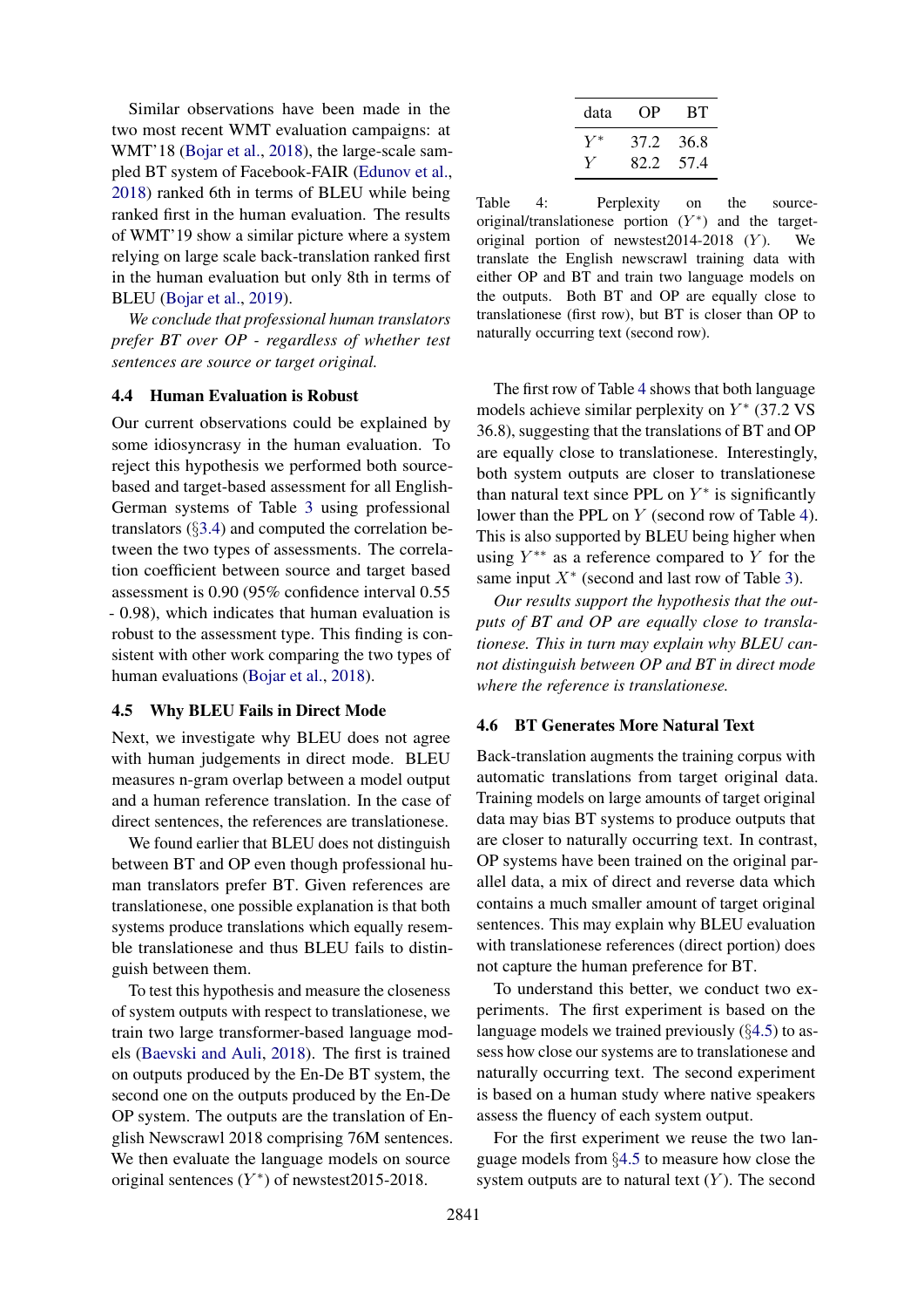Similar observations have been made in the two most recent WMT evaluation campaigns: at WMT'18 (Bojar et al., 2018), the large-scale sampled BT system of Facebook-FAIR (Edunov et al., 2018) ranked 6th in terms of BLEU while being ranked first in the human evaluation. The results of WMT'19 show a similar picture where a system relying on large scale back-translation ranked first in the human evaluation but only 8th in terms of BLEU (Bojar et al., 2019).

*We conclude that professional human translators prefer BT over OP - regardless of whether test sentences are source or target original.*

### 4.4 Human Evaluation is Robust

Our current observations could be explained by some idiosyncrasy in the human evaluation. To reject this hypothesis we performed both source-based and target-based assessment for all English-German systems of Table 3 using professional translators (§3.4) and computed the correlation between the two types of assessments. The correlation coefficient between source and target based assessment is 0.90 (95% confidence interval 0.55 - 0.98), which indicates that human evaluation is robust to the assessment type. This finding is consistent with other work comparing the two types of human evaluations (Bojar et al., 2018).

### 4.5 Why BLEU Fails in Direct Mode

Next, we investigate why BLEU does not agree with human judgements in direct mode. BLEU measures n-gram overlap between a model output and a human reference translation. In the case of direct sentences, the references are translationese.

We found earlier that BLEU does not distinguish between BT and OP even though professional human translators prefer BT. Given references are translationese, one possible explanation is that both systems produce translations which equally resemble translationese and thus BLEU fails to distinguish between them.

To test this hypothesis and measure the closeness of system outputs with respect to translationese, we train two large transformer-based language models (Baevski and Auli, 2018). The first is trained on outputs produced by the En-De BT system, the second one on the outputs produced by the En-De OP system. The outputs are the translation of English Newscrawl 2018 comprising 76M sentences. We then evaluate the language models on source original sentences ($Y^*$) of newstest2015-2018.

| data | OP | BT |
|---|---|---|
| $Y^*$ | 37.2 | 36.8 |
| $Y$ | 82.2 | 57.4 |

Table 4: Perplexity on the source-original/translationese portion ($Y^*$) and the target-original portion of newstest2014-2018 ($Y$). We translate the English newscrawl training data with either OP and BT and train two language models on the outputs. Both BT and OP are equally close to translationese (first row), but BT is closer than OP to naturally occurring text (second row).

The first row of Table 4 shows that both language models achieve similar perplexity on $Y^*$ (37.2 VS 36.8), suggesting that the translations of BT and OP are equally close to translationese. Interestingly, both system outputs are closer to translationese than natural text since PPL on $Y^*$ is significantly lower than the PPL on $Y$ (second row of Table 4). This is also supported by BLEU being higher when using $Y^{**}$ as a reference compared to $Y$ for the same input $X^*$ (second and last row of Table 3).

*Our results support the hypothesis that the outputs of BT and OP are equally close to translationese. This in turn may explain why BLEU cannot distinguish between OP and BT in direct mode where the reference is translationese.*

### 4.6 BT Generates More Natural Text

Back-translation augments the training corpus with automatic translations from target original data. Training models on large amounts of target original data may bias BT systems to produce outputs that are closer to naturally occurring text. In contrast, OP systems have been trained on the original parallel data, a mix of direct and reverse data which contains a much smaller amount of target original sentences. This may explain why BLEU evaluation with translationese references (direct portion) does not capture the human preference for BT.

To understand this better, we conduct two experiments. The first experiment is based on the language models we trained previously (§4.5) to assess how close our systems are to translationese and naturally occurring text. The second experiment is based on a human study where native speakers assess the fluency of each system output.

For the first experiment we reuse the two language models from §4.5 to measure how close the system outputs are to natural text ($Y$). The second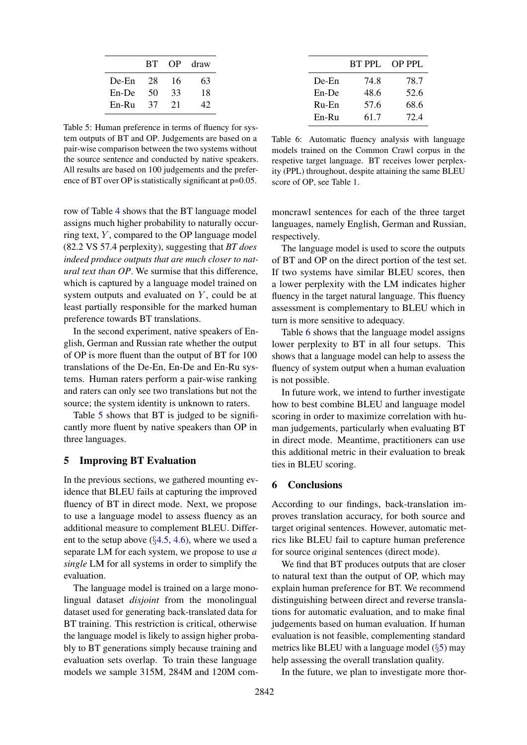| | BT | OP | draw |
|---|---|---|---|
| De-En | 28 | 16 | 63 |
| En-De | 50 | 33 | 18 |
| En-Ru | 37 | 21 | 42 |

Table 5: Human preference in terms of fluency for system outputs of BT and OP. Judgements are based on a pair-wise comparison between the two systems without the source sentence and conducted by native speakers. All results are based on 100 judgements and the preference of BT over OP is statistically significant at p=0.05.

| | BT PPL | OP PPL |
|---|---|---|
| De-En | 74.8 | 78.7 |
| En-De | 48.6 | 52.6 |
| Ru-En | 57.6 | 68.6 |
| En-Ru | 61.7 | 72.4 |

Table 6: Automatic fluency analysis with language models trained on the Common Crawl corpus in the respetive target language. BT receives lower perplexity (PPL) throughout, despite attaining the same BLEU score of OP, see Table 1.

row of Table 4 shows that the BT language model assigns much higher probability to naturally occurring text, $Y$, compared to the OP language model (82.2 VS 57.4 perplexity), suggesting that *BT does indeed produce outputs that are much closer to natural text than OP*. We surmise that this difference, which is captured by a language model trained on system outputs and evaluated on $Y$, could be at least partially responsible for the marked human preference towards BT translations.

In the second experiment, native speakers of English, German and Russian rate whether the output of OP is more fluent than the output of BT for 100 translations of the De-En, En-De and En-Ru systems. Human raters perform a pair-wise ranking and raters can only see two translations but not the source; the system identity is unknown to raters.

Table 5 shows that BT is judged to be significantly more fluent by native speakers than OP in three languages.

## 5 Improving BT Evaluation

In the previous sections, we gathered mounting evidence that BLEU fails at capturing the improved fluency of BT in direct mode. Next, we propose to use a language model to assess fluency as an additional measure to complement BLEU. Different to the setup above (§4.5, 4.6), where we used a separate LM for each system, we propose to use *a single* LM for all systems in order to simplify the evaluation.

The language model is trained on a large monolingual dataset *disjoint* from the monolingual dataset used for generating back-translated data for BT training. This restriction is critical, otherwise the language model is likely to assign higher probably to BT generations simply because training and evaluation sets overlap. To train these language models we sample 315M, 284M and 120M commoncrawl sentences for each of the three target languages, namely English, German and Russian, respectively.

The language model is used to score the outputs of BT and OP on the direct portion of the test set. If two systems have similar BLEU scores, then a lower perplexity with the LM indicates higher fluency in the target natural language. This fluency assessment is complementary to BLEU which in turn is more sensitive to adequacy.

Table 6 shows that the language model assigns lower perplexity to BT in all four setups. This shows that a language model can help to assess the fluency of system output when a human evaluation is not possible.

In future work, we intend to further investigate how to best combine BLEU and language model scoring in order to maximize correlation with human judgements, particularly when evaluating BT in direct mode. Meantime, practitioners can use this additional metric in their evaluation to break ties in BLEU scoring.

## 6 Conclusions

According to our findings, back-translation improves translation accuracy, for both source and target original sentences. However, automatic metrics like BLEU fail to capture human preference for source original sentences (direct mode).

We find that BT produces outputs that are closer to natural text than the output of OP, which may explain human preference for BT. We recommend distinguishing between direct and reverse translations for automatic evaluation, and to make final judgements based on human evaluation. If human evaluation is not feasible, complementing standard metrics like BLEU with a language model (§5) may help assessing the overall translation quality.

In the future, we plan to investigate more thor-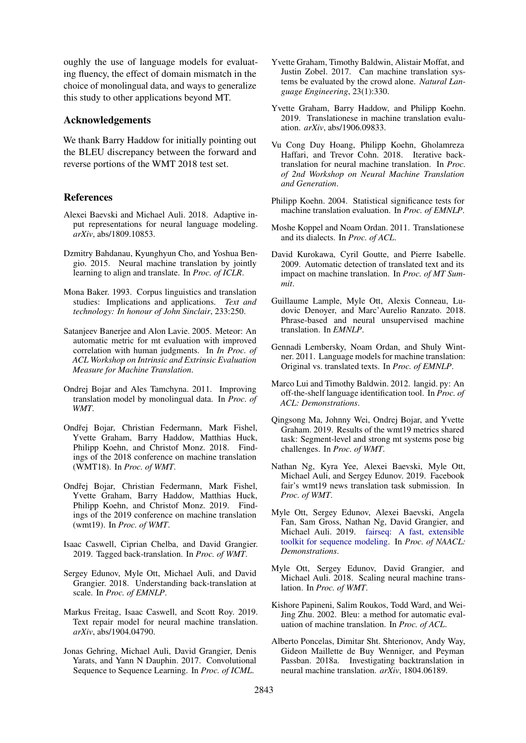oughly the use of language models for evaluating fluency, the effect of domain mismatch in the choice of monolingual data, and ways to generalize this study to other applications beyond MT.

## Acknowledgements

We thank Barry Haddow for initially pointing out the BLEU discrepancy between the forward and reverse portions of the WMT 2018 test set.

## References

Alexei Baevski and Michael Auli. 2018. Adaptive input representations for neural language modeling. *arXiv*, abs/1809.10853.

Dzmitry Bahdanau, Kyunghyun Cho, and Yoshua Bengio. 2015. Neural machine translation by jointly learning to align and translate. In *Proc. of ICLR*.

Mona Baker. 1993. Corpus linguistics and translation studies: Implications and applications. *Text and technology: In honour of John Sinclair*, 233:250.

Satanjeev Banerjee and Alon Lavie. 2005. Meteor: An automatic metric for mt evaluation with improved correlation with human judgments. In *In Proc. of ACL Workshop on Intrinsic and Extrinsic Evaluation Measure for Machine Translation*.

Ondrej Bojar and Ales Tamchyna. 2011. Improving translation model by monolingual data. In *Proc. of WMT*.

Ondřej Bojar, Christian Federmann, Mark Fishel, Yvette Graham, Barry Haddow, Matthias Huck, Philipp Koehn, and Christof Monz. 2018. Findings of the 2018 conference on machine translation (WMT18). In *Proc. of WMT*.

Ondřej Bojar, Christian Federmann, Mark Fishel, Yvette Graham, Barry Haddow, Matthias Huck, Philipp Koehn, and Christof Monz. 2019. Findings of the 2019 conference on machine translation (wmt19). In *Proc. of WMT*.

Isaac Caswell, Ciprian Chelba, and David Grangier. 2019. Tagged back-translation. In *Proc. of WMT*.

Sergey Edunov, Myle Ott, Michael Auli, and David Grangier. 2018. Understanding back-translation at scale. In *Proc. of EMNLP*.

Markus Freitag, Isaac Caswell, and Scott Roy. 2019. Text repair model for neural machine translation. *arXiv*, abs/1904.04790.

Jonas Gehring, Michael Auli, David Grangier, Denis Yarats, and Yann N Dauphin. 2017. Convolutional Sequence to Sequence Learning. In *Proc. of ICML*.

Yvette Graham, Timothy Baldwin, Alistair Moffat, and Justin Zobel. 2017. Can machine translation systems be evaluated by the crowd alone. *Natural Language Engineering*, 23(1):330.

Yvette Graham, Barry Haddow, and Philipp Koehn. 2019. Translationese in machine translation evaluation. *arXiv*, abs/1906.09833.

Vu Cong Duy Hoang, Philipp Koehn, Gholamreza Haffari, and Trevor Cohn. 2018. Iterative back-translation for neural machine translation. In *Proc. of 2nd Workshop on Neural Machine Translation and Generation*.

Philipp Koehn. 2004. Statistical significance tests for machine translation evaluation. In *Proc. of EMNLP*.

Moshe Koppel and Noam Ordan. 2011. Translationese and its dialects. In *Proc. of ACL*.

David Kurokawa, Cyril Goutte, and Pierre Isabelle. 2009. Automatic detection of translated text and its impact on machine translation. In *Proc. of MT Summit*.

Guillaume Lample, Myle Ott, Alexis Conneau, Ludovic Denoyer, and Marc'Aurelio Ranzato. 2018. Phrase-based and neural unsupervised machine translation. In *EMNLP*.

Gennadi Lembersky, Noam Ordan, and Shuly Wintner. 2011. Language models for machine translation: Original vs. translated texts. In *Proc. of EMNLP*.

Marco Lui and Timothy Baldwin. 2012. langid. py: An off-the-shelf language identification tool. In *Proc. of ACL: Demonstrations*.

Qingsong Ma, Johnny Wei, Ondrej Bojar, and Yvette Graham. 2019. Results of the wmt19 metrics shared task: Segment-level and strong mt systems pose big challenges. In *Proc. of WMT*.

Nathan Ng, Kyra Yee, Alexei Baevski, Myle Ott, Michael Auli, and Sergey Edunov. 2019. Facebook fair's wmt19 news translation task submission. In *Proc. of WMT*.

Myle Ott, Sergey Edunov, Alexei Baevski, Angela Fan, Sam Gross, Nathan Ng, David Grangier, and Michael Auli. 2019. fairseq: A fast, extensible toolkit for sequence modeling. In *Proc. of NAACL: Demonstrations*.

Myle Ott, Sergey Edunov, David Grangier, and Michael Auli. 2018. Scaling neural machine translation. In *Proc. of WMT*.

Kishore Papineni, Salim Roukos, Todd Ward, and Wei-Jing Zhu. 2002. Bleu: a method for automatic evaluation of machine translation. In *Proc. of ACL*.

Alberto Poncelas, Dimitar Sht. Shterionov, Andy Way, Gideon Maillette de Buy Wenniger, and Peyman Passban. 2018a. Investigating backtranslation in neural machine translation. *arXiv*, 1804.06189.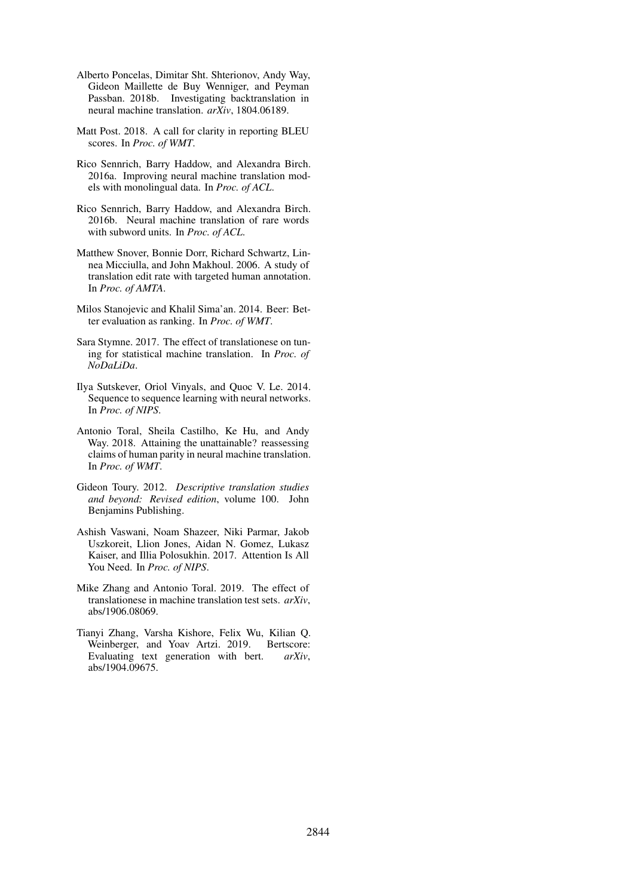Alberto Poncelas, Dimitar Sht. Shterionov, Andy Way, Gideon Maillette de Buy Wenniger, and Peyman Passban. 2018b. Investigating backtranslation in neural machine translation. *arXiv*, 1804.06189.

Matt Post. 2018. A call for clarity in reporting BLEU scores. In *Proc. of WMT*.

Rico Sennrich, Barry Haddow, and Alexandra Birch. 2016a. Improving neural machine translation models with monolingual data. In *Proc. of ACL*.

Rico Sennrich, Barry Haddow, and Alexandra Birch. 2016b. Neural machine translation of rare words with subword units. In *Proc. of ACL*.

Matthew Snover, Bonnie Dorr, Richard Schwartz, Linnea Micciulla, and John Makhoul. 2006. A study of translation edit rate with targeted human annotation. In *Proc. of AMTA*.

Milos Stanojevic and Khalil Sima'an. 2014. Beer: Better evaluation as ranking. In *Proc. of WMT*.

Sara Stymne. 2017. The effect of translationese on tuning for statistical machine translation. In *Proc. of NoDaLiDa*.

Ilya Sutskever, Oriol Vinyals, and Quoc V. Le. 2014. Sequence to sequence learning with neural networks. In *Proc. of NIPS*.

Antonio Toral, Sheila Castilho, Ke Hu, and Andy Way. 2018. Attaining the unattainable? reassessing claims of human parity in neural machine translation. In *Proc. of WMT*.

Gideon Toury. 2012. *Descriptive translation studies and beyond: Revised edition*, volume 100. John Benjamins Publishing.

Ashish Vaswani, Noam Shazeer, Niki Parmar, Jakob Uszkoreit, Llion Jones, Aidan N. Gomez, Lukasz Kaiser, and Illia Polosukhin. 2017. Attention Is All You Need. In *Proc. of NIPS*.

Mike Zhang and Antonio Toral. 2019. The effect of translationese in machine translation test sets. *arXiv*, abs/1906.08069.

Tianyi Zhang, Varsha Kishore, Felix Wu, Kilian Q. Weinberger, and Yoav Artzi. 2019. Bertscore: Evaluating text generation with bert. *arXiv*, abs/1904.09675.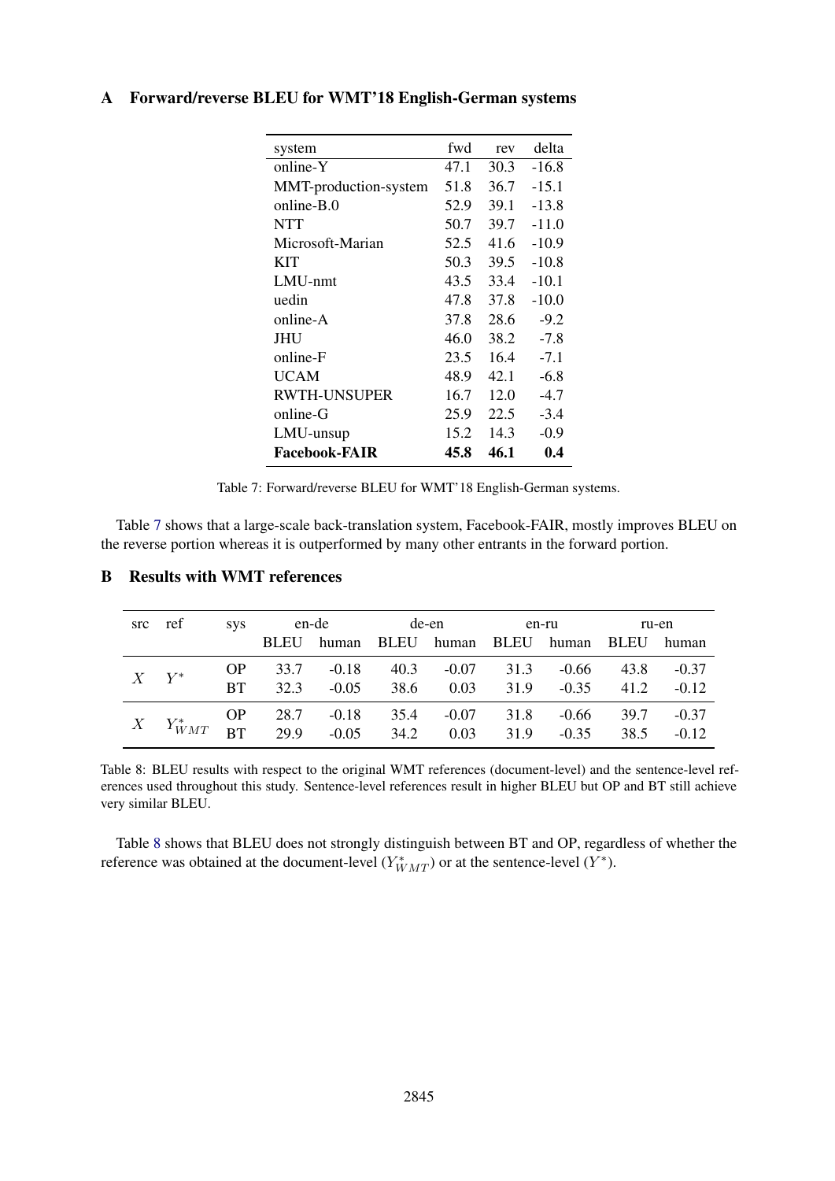## A Forward/reverse BLEU for WMT'18 English-German systems

| system | fwd | rev | delta |
|---|---|---|---|
| online-Y | 47.1 | 30.3 | -16.8 |
| MMT-production-system | 51.8 | 36.7 | -15.1 |
| online-B.0 | 52.9 | 39.1 | -13.8 |
| NTT | 50.7 | 39.7 | -11.0 |
| Microsoft-Marian | 52.5 | 41.6 | -10.9 |
| KIT | 50.3 | 39.5 | -10.8 |
| LMU-nmt | 43.5 | 33.4 | -10.1 |
| uedin | 47.8 | 37.8 | -10.0 |
| online-A | 37.8 | 28.6 | -9.2 |
| JHU | 46.0 | 38.2 | -7.8 |
| online-F | 23.5 | 16.4 | -7.1 |
| UCAM | 48.9 | 42.1 | -6.8 |
| RWTH-UNSUPER | 16.7 | 12.0 | -4.7 |
| online-G | 25.9 | 22.5 | -3.4 |
| LMU-unsup | 15.2 | 14.3 | -0.9 |
| **Facebook-FAIR** | **45.8** | **46.1** | **0.4** |

Table 7: Forward/reverse BLEU for WMT'18 English-German systems.

Table 7 shows that a large-scale back-translation system, Facebook-FAIR, mostly improves BLEU on the reverse portion whereas it is outperformed by many other entrants in the forward portion.

## B Results with WMT references

| src | ref | sys | en-de | | de-en | | en-ru | | ru-en | |
|---|---|---|---|---|---|---|---|---|---|---|
| | | | BLEU | human | BLEU | human | BLEU | human | BLEU | human |
| $X$ | $Y^*$ | OP | 33.7 | -0.18 | 40.3 | -0.07 | 31.3 | -0.66 | 43.8 | -0.37 |
| | | BT | 32.3 | -0.05 | 38.6 | 0.03 | 31.9 | -0.35 | 41.2 | -0.12 |
| $X$ | $Y^*_{WMT}$ | OP | 28.7 | -0.18 | 35.4 | -0.07 | 31.8 | -0.66 | 39.7 | -0.37 |
| | | BT | 29.9 | -0.05 | 34.2 | 0.03 | 31.9 | -0.35 | 38.5 | -0.12 |

Table 8: BLEU results with respect to the original WMT references (document-level) and the sentence-level references used throughout this study. Sentence-level references result in higher BLEU but OP and BT still achieve very similar BLEU.

Table 8 shows that BLEU does not strongly distinguish between BT and OP, regardless of whether the reference was obtained at the document-level ($Y^*_{WMT}$) or at the sentence-level ($Y^*$).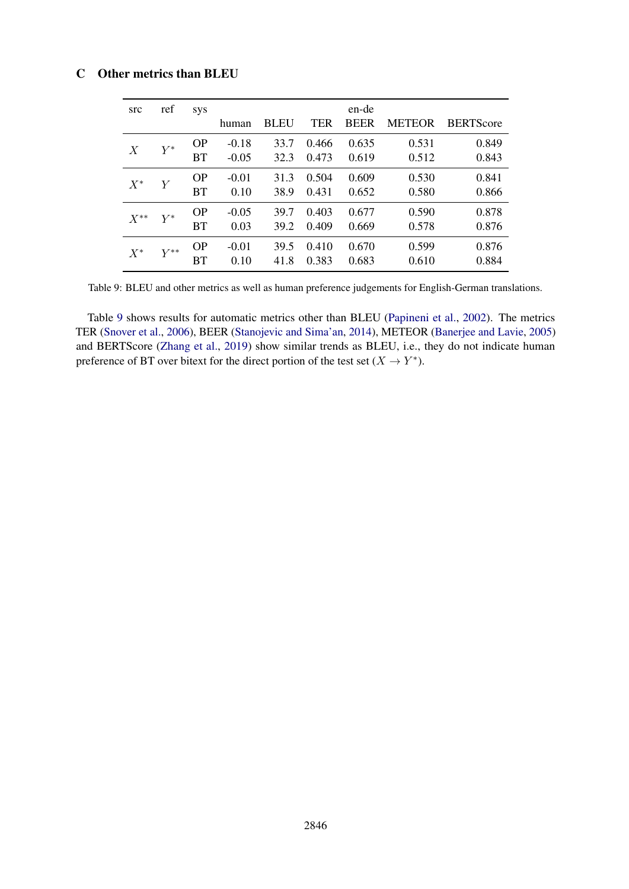## C Other metrics than BLEU

| src | ref | sys | human | BLEU | TER | en-de BEER | METEOR | BERTScore |
|---|---|---|---|---|---|---|---|---|
| $X$ | $Y^*$ | OP | -0.18 | 33.7 | 0.466 | 0.635 | 0.531 | 0.849 |
| | | BT | -0.05 | 32.3 | 0.473 | 0.619 | 0.512 | 0.843 |
| $X^*$ | $Y$ | OP | -0.01 | 31.3 | 0.504 | 0.609 | 0.530 | 0.841 |
| | | BT | 0.10 | 38.9 | 0.431 | 0.652 | 0.580 | 0.866 |
| $X^{**}$ | $Y^*$ | OP | -0.05 | 39.7 | 0.403 | 0.677 | 0.590 | 0.878 |
| | | BT | 0.03 | 39.2 | 0.409 | 0.669 | 0.578 | 0.876 |
| $X^*$ | $Y^{**}$ | OP | -0.01 | 39.5 | 0.410 | 0.670 | 0.599 | 0.876 |
| | | BT | 0.10 | 41.8 | 0.383 | 0.683 | 0.610 | 0.884 |

Table 9: BLEU and other metrics as well as human preference judgements for English-German translations.

Table 9 shows results for automatic metrics other than BLEU (Papineni et al., 2002). The metrics TER (Snover et al., 2006), BEER (Stanojevic and Sima'an, 2014), METEOR (Banerjee and Lavie, 2005) and BERTScore (Zhang et al., 2019) show similar trends as BLEU, i.e., they do not indicate human preference of BT over bitext for the direct portion of the test set ($X \rightarrow Y^*$).